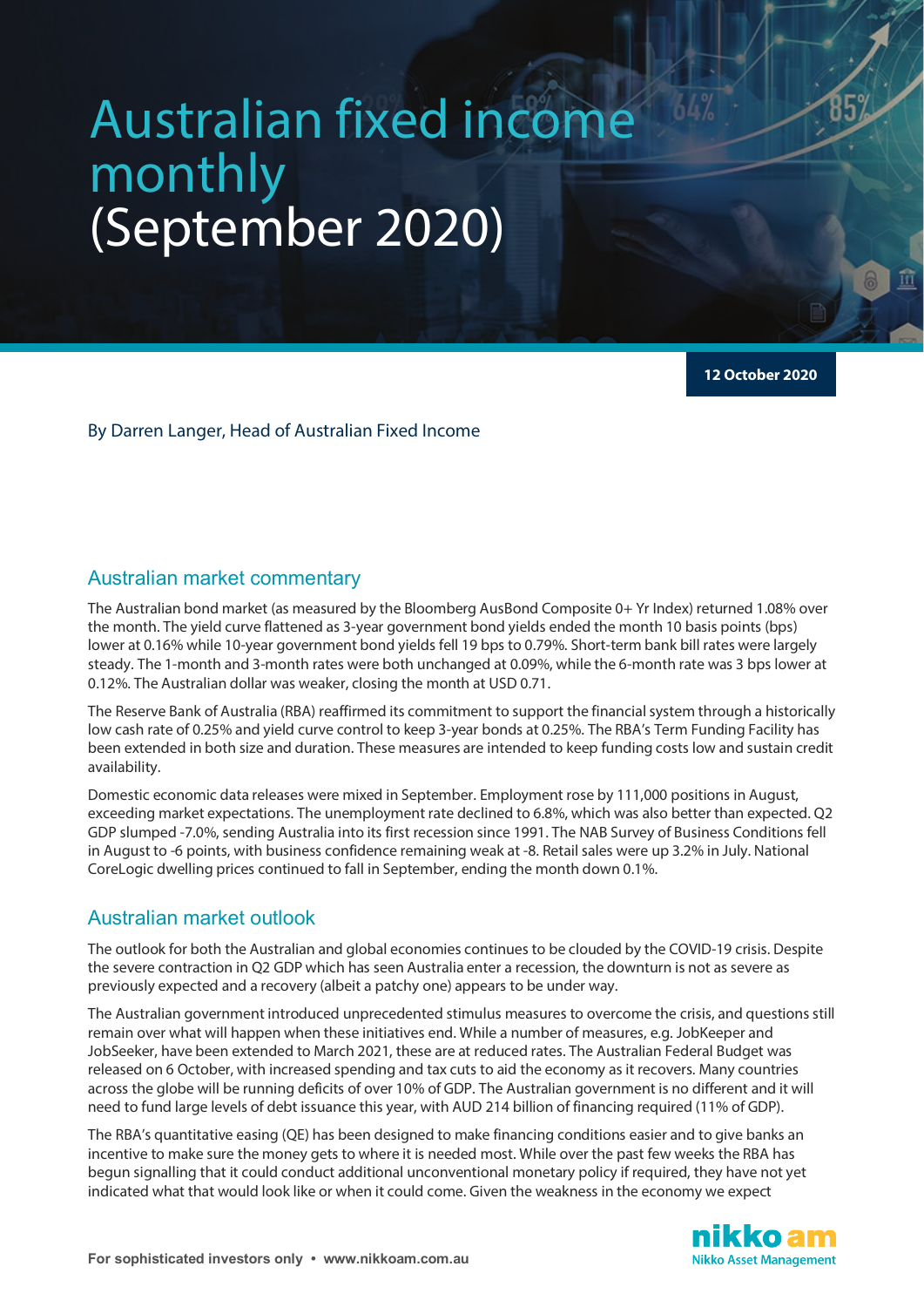# Australian fixed income monthly (September 2020)

12 October 2020

By Darren Langer, Head of Australian Fixed Income

## Australian market commentary

The Australian bond market (as measured by the Bloomberg AusBond Composite 0+ Yr Index) returned 1.08% over the month. The yield curve flattened as 3-year government bond yields ended the month 10 basis points (bps) lower at 0.16% while 10-year government bond yields fell 19 bps to 0.79%. Short-term bank bill rates were largely steady. The 1-month and 3-month rates were both unchanged at 0.09%, while the 6-month rate was 3 bps lower at 0.12%. The Australian dollar was weaker, closing the month at USD 0.71.

The Reserve Bank of Australia (RBA) reaffirmed its commitment to support the financial system through a historically low cash rate of 0.25% and yield curve control to keep 3-year bonds at 0.25%. The RBA's Term Funding Facility has been extended in both size and duration. These measures are intended to keep funding costs low and sustain credit availability.

Domestic economic data releases were mixed in September. Employment rose by 111,000 positions in August, exceeding market expectations. The unemployment rate declined to 6.8%, which was also better than expected. Q2 GDP slumped -7.0%, sending Australia into its first recession since 1991. The NAB Survey of Business Conditions fell in August to -6 points, with business confidence remaining weak at -8. Retail sales were up 3.2% in July. National CoreLogic dwelling prices continued to fall in September, ending the month down 0.1%.

## Australian market outlook

The outlook for both the Australian and global economies continues to be clouded by the COVID-19 crisis. Despite the severe contraction in Q2 GDP which has seen Australia enter a recession, the downturn is not as severe as previously expected and a recovery (albeit a patchy one) appears to be under way.

The Australian government introduced unprecedented stimulus measures to overcome the crisis, and questions still remain over what will happen when these initiatives end. While a number of measures, e.g. JobKeeper and JobSeeker, have been extended to March 2021, these are at reduced rates. The Australian Federal Budget was released on 6 October, with increased spending and tax cuts to aid the economy as it recovers. Many countries across the globe will be running deficits of over 10% of GDP. The Australian government is no different and it will need to fund large levels of debt issuance this year, with AUD 214 billion of financing required (11% of GDP).

The RBA's quantitative easing (QE) has been designed to make financing conditions easier and to give banks an incentive to make sure the money gets to where it is needed most. While over the past few weeks the RBA has begun signalling that it could conduct additional unconventional monetary policy if required, they have not yet indicated what that would look like or when it could come. Given the weakness in the economy we expect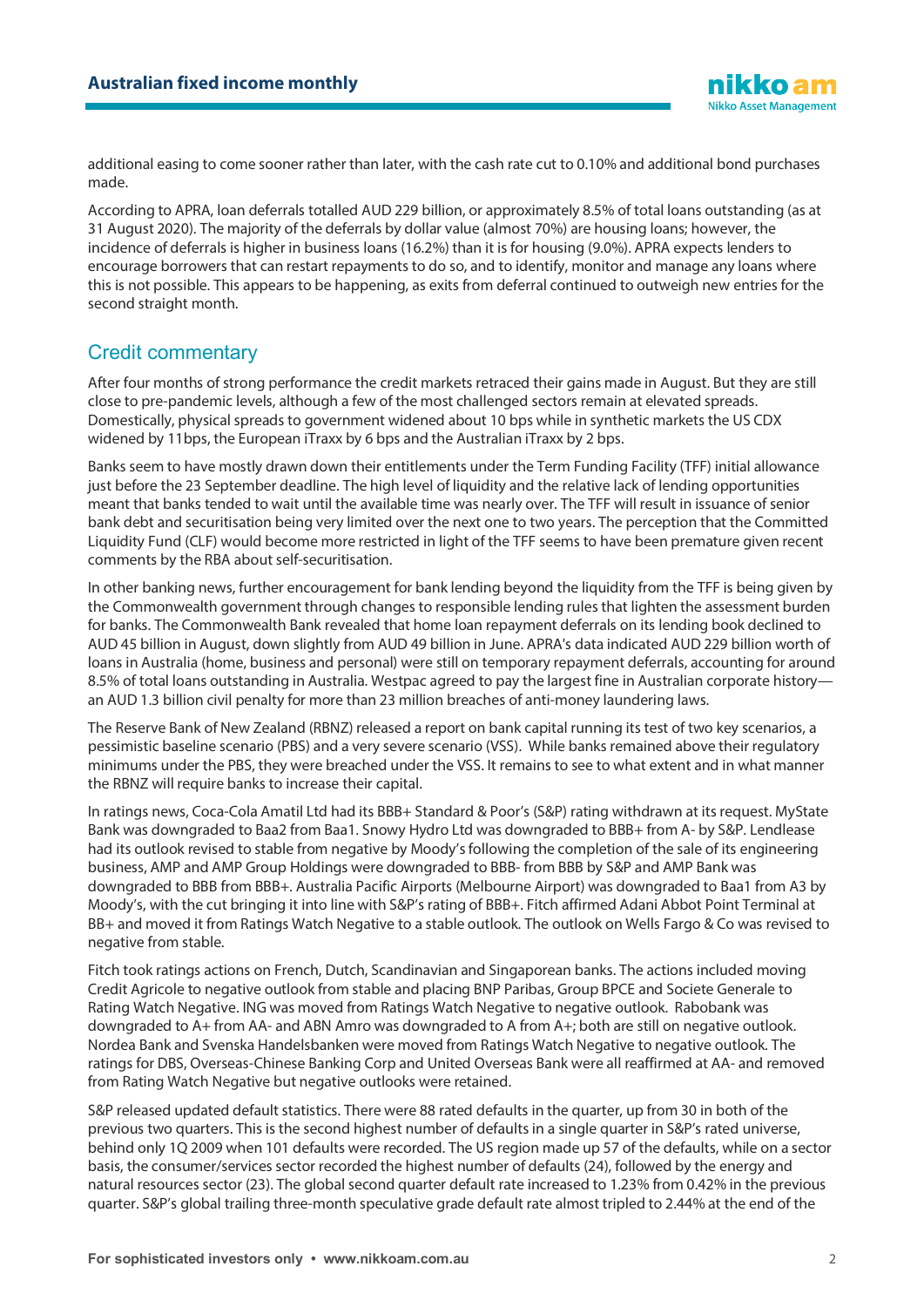additional easing to come sooner rather than later, with the cash rate cut to 0.10% and additional bond purchases made.

According to APRA, loan deferrals totalled AUD 229 billion, or approximately 8.5% of total loans outstanding (as at 31 August 2020). The majority of the deferrals by dollar value (almost 70%) are housing loans; however, the incidence of deferrals is higher in business loans (16.2%) than it is for housing (9.0%). APRA expects lenders to encourage borrowers that can restart repayments to do so, and to identify, monitor and manage any loans where this is not possible. This appears to be happening, as exits from deferral continued to outweigh new entries for the second straight month.

## Credit commentary

After four months of strong performance the credit markets retraced their gains made in August. But they are still close to pre-pandemic levels, although a few of the most challenged sectors remain at elevated spreads. Domestically, physical spreads to government widened about 10 bps while in synthetic markets the US CDX widened by 11bps, the European iTraxx by 6 bps and the Australian iTraxx by 2 bps.

Banks seem to have mostly drawn down their entitlements under the Term Funding Facility (TFF) initial allowance just before the 23 September deadline. The high level of liquidity and the relative lack of lending opportunities meant that banks tended to wait until the available time was nearly over. The TFF will result in issuance of senior bank debt and securitisation being very limited over the next one to two years. The perception that the Committed Liquidity Fund (CLF) would become more restricted in light of the TFF seems to have been premature given recent comments by the RBA about self-securitisation.

In other banking news, further encouragement for bank lending beyond the liquidity from the TFF is being given by the Commonwealth government through changes to responsible lending rules that lighten the assessment burden for banks. The Commonwealth Bank revealed that home loan repayment deferrals on its lending book declined to AUD 45 billion in August, down slightly from AUD 49 billion in June. APRA's data indicated AUD 229 billion worth of loans in Australia (home, business and personal) were still on temporary repayment deferrals, accounting for around 8.5% of total loans outstanding in Australia. Westpac agreed to pay the largest fine in Australian corporate history—an AUD 1.3 billion civil penalty for more than 23 million breaches of anti-money laundering laws.

The Reserve Bank of New Zealand (RBNZ) released a report on bank capital running its test of two key scenarios, a pessimistic baseline scenario (PBS) and a very severe scenario (VSS). While banks remained above their regulatory minimums under the PBS, they were breached under the VSS. It remains to see to what extent and in what manner the RBNZ will require banks to increase their capital.

In ratings news, Coca-Cola Amatil Ltd had its BBB+ Standard & Poor's (S&P) rating withdrawn at its request. MyState Bank was downgraded to Baa2 from Baa1. Snowy Hydro Ltd was downgraded to BBB+ from A- by S&P. Lendlease had its outlook revised to stable from negative by Moody's following the completion of the sale of its engineering business, AMP and AMP Group Holdings were downgraded to BBB- from BBB by S&P and AMP Bank was downgraded to BBB from BBB+. Australia Pacific Airports (Melbourne Airport) was downgraded to Baa1 from A3 by Moody's, with the cut bringing it into line with S&P's rating of BBB+. Fitch affirmed Adani Abbot Point Terminal at BB+ and moved it from Ratings Watch Negative to a stable outlook. The outlook on Wells Fargo & Co was revised to negative from stable.

Fitch took ratings actions on French, Dutch, Scandinavian and Singaporean banks. The actions included moving Credit Agricole to negative outlook from stable and placing BNP Paribas, Group BPCE and Societe Generale to Rating Watch Negative. ING was moved from Ratings Watch Negative to negative outlook. Rabobank was downgraded to A+ from AA- and ABN Amro was downgraded to A from A+; both are still on negative outlook. Nordea Bank and Svenska Handelsbanken were moved from Ratings Watch Negative to negative outlook. The ratings for DBS, Overseas-Chinese Banking Corp and United Overseas Bank were all reaffirmed at AA- and removed from Rating Watch Negative but negative outlooks were retained.

S&P released updated default statistics. There were 88 rated defaults in the quarter, up from 30 in both of the previous two quarters. This is the second highest number of defaults in a single quarter in S&P's rated universe, behind only 1Q 2009 when 101 defaults were recorded. The US region made up 57 of the defaults, while on a sector basis, the consumer/services sector recorded the highest number of defaults (24), followed by the energy and natural resources sector (23). The global second quarter default rate increased to 1.23% from 0.42% in the previous quarter. S&P's global trailing three-month speculative grade default rate almost tripled to 2.44% at the end of the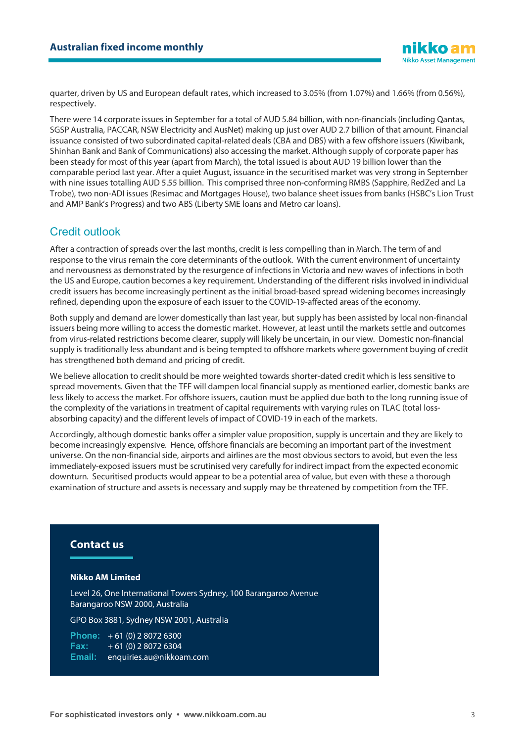quarter, driven by US and European default rates, which increased to 3.05% (from 1.07%) and 1.66% (from 0.56%), respectively.

There were 14 corporate issues in September for a total of AUD 5.84 billion, with non-financials (including Qantas, SGSP Australia, PACCAR, NSW Electricity and AusNet) making up just over AUD 2.7 billion of that amount. Financial issuance consisted of two subordinated capital-related deals (CBA and DBS) with a few offshore issuers (Kiwibank, Shinhan Bank and Bank of Communications) also accessing the market. Although supply of corporate paper has been steady for most of this year (apart from March), the total issued is about AUD 19 billion lower than the comparable period last year. After a quiet August, issuance in the securitised market was very strong in September with nine issues totalling AUD 5.55 billion. This comprised three non-conforming RMBS (Sapphire, RedZed and La Trobe), two non-ADI issues (Resimac and Mortgages House), two balance sheet issues from banks (HSBC's Lion Trust and AMP Bank's Progress) and two ABS (Liberty SME loans and Metro car loans).

## Credit outlook

After a contraction of spreads over the last months, credit is less compelling than in March. The term of and response to the virus remain the core determinants of the outlook. With the current environment of uncertainty and nervousness as demonstrated by the resurgence of infections in Victoria and new waves of infections in both the US and Europe, caution becomes a key requirement. Understanding of the different risks involved in individual credit issuers has become increasingly pertinent as the initial broad-based spread widening becomes increasingly refined, depending upon the exposure of each issuer to the COVID-19-affected areas of the economy.

Both supply and demand are lower domestically than last year, but supply has been assisted by local non-financial issuers being more willing to access the domestic market. However, at least until the markets settle and outcomes from virus-related restrictions become clearer, supply will likely be uncertain, in our view. Domestic non-financial supply is traditionally less abundant and is being tempted to offshore markets where government buying of credit has strengthened both demand and pricing of credit.

We believe allocation to credit should be more weighted towards shorter-dated credit which is less sensitive to spread movements. Given that the TFF will dampen local financial supply as mentioned earlier, domestic banks are less likely to access the market. For offshore issuers, caution must be applied due both to the long running issue of the complexity of the variations in treatment of capital requirements with varying rules on TLAC (total loss-absorbing capacity) and the different levels of impact of COVID-19 in each of the markets.

Accordingly, although domestic banks offer a simpler value proposition, supply is uncertain and they are likely to become increasingly expensive. Hence, offshore financials are becoming an important part of the investment universe. On the non-financial side, airports and airlines are the most obvious sectors to avoid, but even the less immediately-exposed issuers must be scrutinised very carefully for indirect impact from the expected economic downturn. Securitised products would appear to be a potential area of value, but even with these a thorough examination of structure and assets is necessary and supply may be threatened by competition from the TFF.

## Contact us

**Nikko AM Limited**

Level 26, One International Towers Sydney, 100 Barangaroo Avenue
Barangaroo NSW 2000, Australia

GPO Box 3881, Sydney NSW 2001, Australia

**Phone:** + 61 (0) 2 8072 6300
**Fax:** + 61 (0) 2 8072 6304
**Email:** enquiries.au@nikkoam.com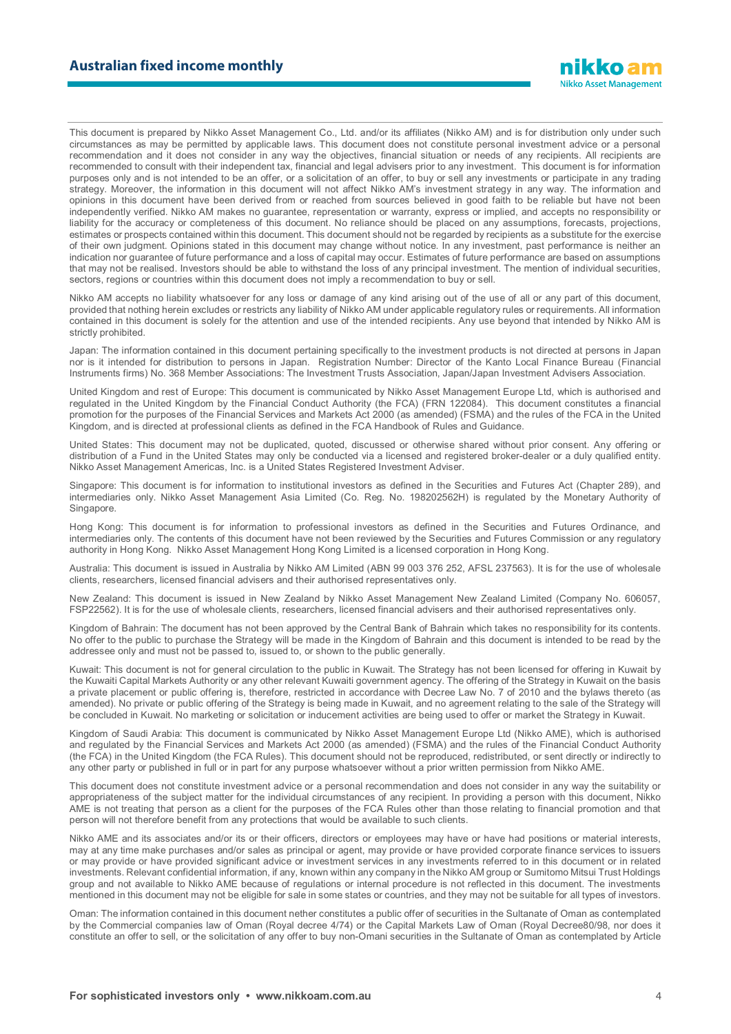This document is prepared by Nikko Asset Management Co., Ltd. and/or its affiliates (Nikko AM) and is for distribution only under such circumstances as may be permitted by applicable laws. This document does not constitute personal investment advice or a personal recommendation and it does not consider in any way the objectives, financial situation or needs of any recipients. All recipients are recommended to consult with their independent tax, financial and legal advisers prior to any investment. This document is for information purposes only and is not intended to be an offer, or a solicitation of an offer, to buy or sell any investments or participate in any trading strategy. Moreover, the information in this document will not affect Nikko AM's investment strategy in any way. The information and opinions in this document have been derived from or reached from sources believed in good faith to be reliable but have not been independently verified. Nikko AM makes no guarantee, representation or warranty, express or implied, and accepts no responsibility or liability for the accuracy or completeness of this document. No reliance should be placed on any assumptions, forecasts, projections, estimates or prospects contained within this document. This document should not be regarded by recipients as a substitute for the exercise of their own judgment. Opinions stated in this document may change without notice. In any investment, past performance is neither an indication nor guarantee of future performance and a loss of capital may occur. Estimates of future performance are based on assumptions that may not be realised. Investors should be able to withstand the loss of any principal investment. The mention of individual securities, sectors, regions or countries within this document does not imply a recommendation to buy or sell.

Nikko AM accepts no liability whatsoever for any loss or damage of any kind arising out of the use of all or any part of this document, provided that nothing herein excludes or restricts any liability of Nikko AM under applicable regulatory rules or requirements. All information contained in this document is solely for the attention and use of the intended recipients. Any use beyond that intended by Nikko AM is strictly prohibited.

Japan: The information contained in this document pertaining specifically to the investment products is not directed at persons in Japan nor is it intended for distribution to persons in Japan. Registration Number: Director of the Kanto Local Finance Bureau (Financial Instruments firms) No. 368 Member Associations: The Investment Trusts Association, Japan/Japan Investment Advisers Association.

United Kingdom and rest of Europe: This document is communicated by Nikko Asset Management Europe Ltd, which is authorised and regulated in the United Kingdom by the Financial Conduct Authority (the FCA) (FRN 122084). This document constitutes a financial promotion for the purposes of the Financial Services and Markets Act 2000 (as amended) (FSMA) and the rules of the FCA in the United Kingdom, and is directed at professional clients as defined in the FCA Handbook of Rules and Guidance.

United States: This document may not be duplicated, quoted, discussed or otherwise shared without prior consent. Any offering or distribution of a Fund in the United States may only be conducted via a licensed and registered broker-dealer or a duly qualified entity. Nikko Asset Management Americas, Inc. is a United States Registered Investment Adviser.

Singapore: This document is for information to institutional investors as defined in the Securities and Futures Act (Chapter 289), and intermediaries only. Nikko Asset Management Asia Limited (Co. Reg. No. 198202562H) is regulated by the Monetary Authority of Singapore.

Hong Kong: This document is for information to professional investors as defined in the Securities and Futures Ordinance, and intermediaries only. The contents of this document have not been reviewed by the Securities and Futures Commission or any regulatory authority in Hong Kong. Nikko Asset Management Hong Kong Limited is a licensed corporation in Hong Kong.

Australia: This document is issued in Australia by Nikko AM Limited (ABN 99 003 376 252, AFSL 237563). It is for the use of wholesale clients, researchers, licensed financial advisers and their authorised representatives only.

New Zealand: This document is issued in New Zealand by Nikko Asset Management New Zealand Limited (Company No. 606057, FSP22562). It is for the use of wholesale clients, researchers, licensed financial advisers and their authorised representatives only.

Kingdom of Bahrain: The document has not been approved by the Central Bank of Bahrain which takes no responsibility for its contents. No offer to the public to purchase the Strategy will be made in the Kingdom of Bahrain and this document is intended to be read by the addressee only and must not be passed to, issued to, or shown to the public generally.

Kuwait: This document is not for general circulation to the public in Kuwait. The Strategy has not been licensed for offering in Kuwait by the Kuwaiti Capital Markets Authority or any other relevant Kuwaiti government agency. The offering of the Strategy in Kuwait on the basis a private placement or public offering is, therefore, restricted in accordance with Decree Law No. 7 of 2010 and the bylaws thereto (as amended). No private or public offering of the Strategy is being made in Kuwait, and no agreement relating to the sale of the Strategy will be concluded in Kuwait. No marketing or solicitation or inducement activities are being used to offer or market the Strategy in Kuwait.

Kingdom of Saudi Arabia: This document is communicated by Nikko Asset Management Europe Ltd (Nikko AME), which is authorised and regulated by the Financial Services and Markets Act 2000 (as amended) (FSMA) and the rules of the Financial Conduct Authority (the FCA) in the United Kingdom (the FCA Rules). This document should not be reproduced, redistributed, or sent directly or indirectly to any other party or published in full or in part for any purpose whatsoever without a prior written permission from Nikko AME.

This document does not constitute investment advice or a personal recommendation and does not consider in any way the suitability or appropriateness of the subject matter for the individual circumstances of any recipient. In providing a person with this document, Nikko AME is not treating that person as a client for the purposes of the FCA Rules other than those relating to financial promotion and that person will not therefore benefit from any protections that would be available to such clients.

Nikko AME and its associates and/or its or their officers, directors or employees may have or have had positions or material interests, may at any time make purchases and/or sales as principal or agent, may provide or have provided corporate finance services to issuers or may provide or have provided significant advice or investment services in any investments referred to in this document or in related investments. Relevant confidential information, if any, known within any company in the Nikko AM group or Sumitomo Mitsui Trust Holdings group and not available to Nikko AME because of regulations or internal procedure is not reflected in this document. The investments mentioned in this document may not be eligible for sale in some states or countries, and they may not be suitable for all types of investors.

Oman: The information contained in this document nether constitutes a public offer of securities in the Sultanate of Oman as contemplated by the Commercial companies law of Oman (Royal decree 4/74) or the Capital Markets Law of Oman (Royal Decree80/98, nor does it constitute an offer to sell, or the solicitation of any offer to buy non-Omani securities in the Sultanate of Oman as contemplated by Article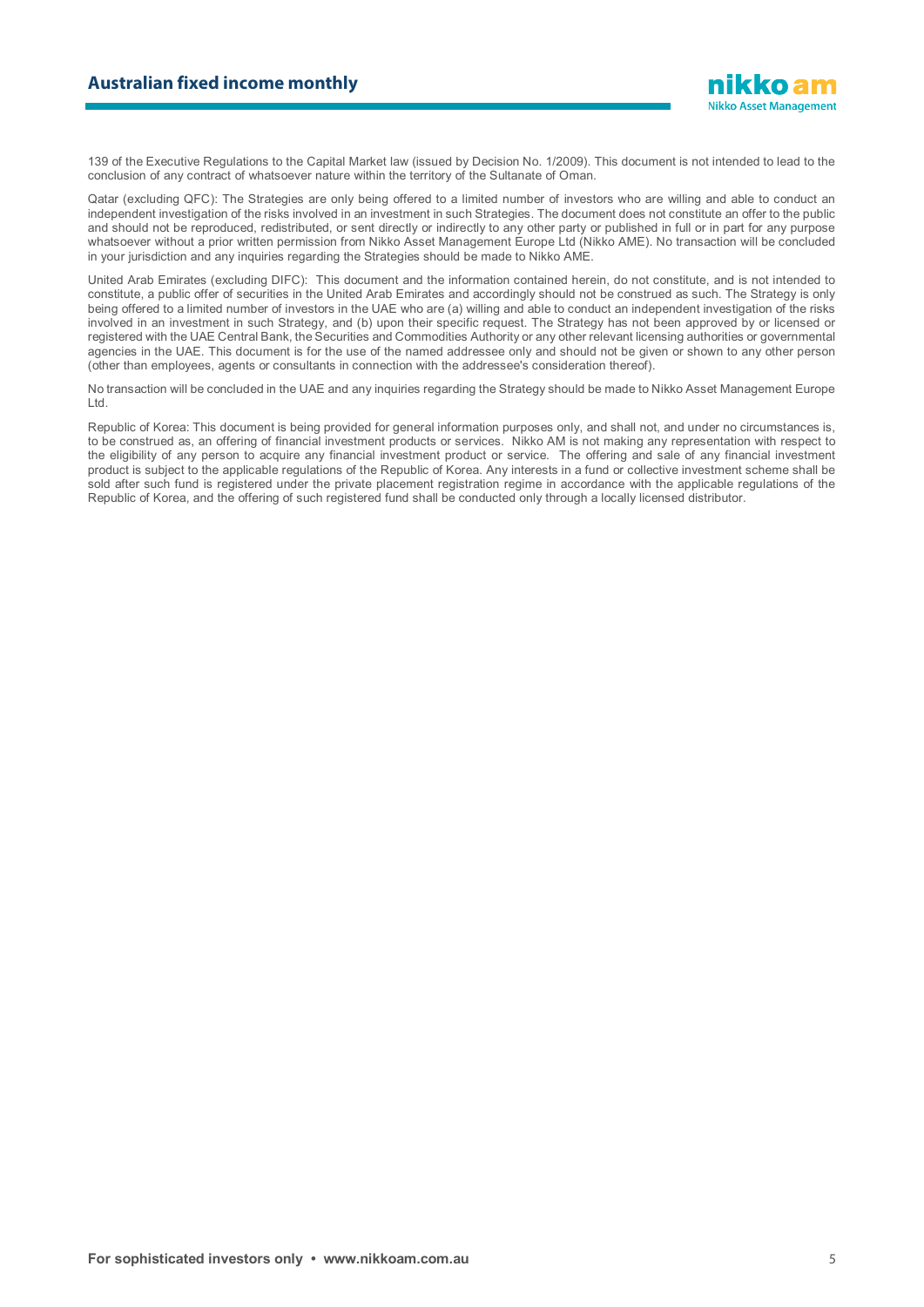139 of the Executive Regulations to the Capital Market law (issued by Decision No. 1/2009). This document is not intended to lead to the conclusion of any contract of whatsoever nature within the territory of the Sultanate of Oman.

Qatar (excluding QFC): The Strategies are only being offered to a limited number of investors who are willing and able to conduct an independent investigation of the risks involved in an investment in such Strategies. The document does not constitute an offer to the public and should not be reproduced, redistributed, or sent directly or indirectly to any other party or published in full or in part for any purpose whatsoever without a prior written permission from Nikko Asset Management Europe Ltd (Nikko AME). No transaction will be concluded in your jurisdiction and any inquiries regarding the Strategies should be made to Nikko AME.

United Arab Emirates (excluding DIFC): This document and the information contained herein, do not constitute, and is not intended to constitute, a public offer of securities in the United Arab Emirates and accordingly should not be construed as such. The Strategy is only being offered to a limited number of investors in the UAE who are (a) willing and able to conduct an independent investigation of the risks involved in an investment in such Strategy, and (b) upon their specific request. The Strategy has not been approved by or licensed or registered with the UAE Central Bank, the Securities and Commodities Authority or any other relevant licensing authorities or governmental agencies in the UAE. This document is for the use of the named addressee only and should not be given or shown to any other person (other than employees, agents or consultants in connection with the addressee's consideration thereof).

No transaction will be concluded in the UAE and any inquiries regarding the Strategy should be made to Nikko Asset Management Europe Ltd.

Republic of Korea: This document is being provided for general information purposes only, and shall not, and under no circumstances is, to be construed as, an offering of financial investment products or services. Nikko AM is not making any representation with respect to the eligibility of any person to acquire any financial investment product or service. The offering and sale of any financial investment product is subject to the applicable regulations of the Republic of Korea. Any interests in a fund or collective investment scheme shall be sold after such fund is registered under the private placement registration regime in accordance with the applicable regulations of the Republic of Korea, and the offering of such registered fund shall be conducted only through a locally licensed distributor.